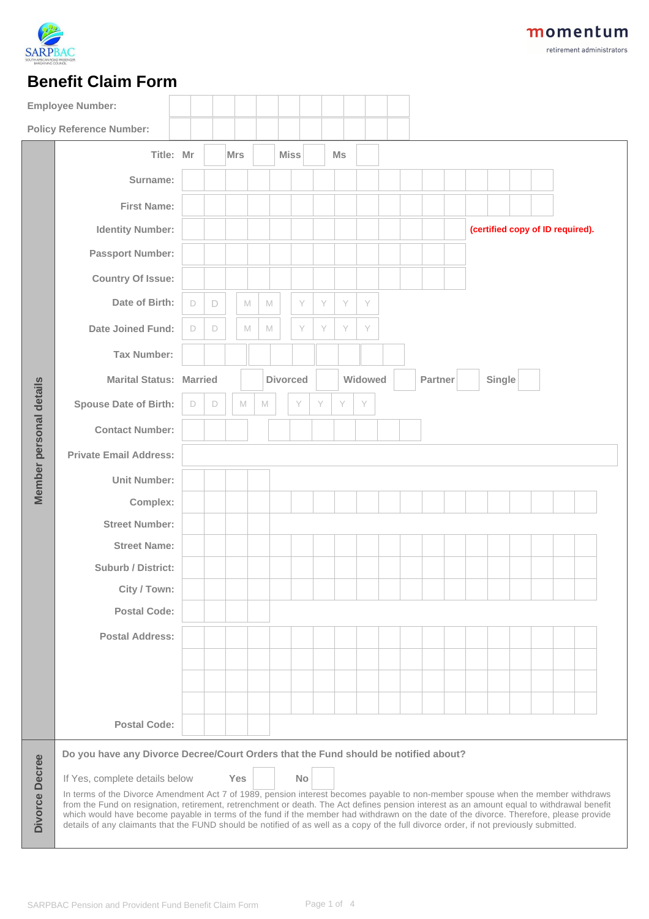SARPBAC

momentum
retirement administrators

# Benefit Claim Form

**Employee Number:**

**Policy Reference Number:**

## Member personal details

| Field | Entry |
|---|---|
| Title: | Mr ☐ Mrs ☐ Miss ☐ Ms ☐ |
| Surname: | |
| First Name: | |
| Identity Number: | **(certified copy of ID required).** |
| Passport Number: | |
| Country Of Issue: | |
| Date of Birth: | D D M M Y Y Y Y |
| Date Joined Fund: | D D M M Y Y Y Y |
| Tax Number: | |
| Marital Status: | Married ☐ Divorced ☐ Widowed ☐ Partner ☐ Single ☐ |
| Spouse Date of Birth: | D D M M Y Y Y Y |
| Contact Number: | |
| Private Email Address: | |
| Unit Number: | |
| Complex: | |
| Street Number: | |
| Street Name: | |
| Suburb / District: | |
| City / Town: | |
| Postal Code: | |
| Postal Address: | |
| Postal Code: | |

## Divorce Decree

**Do you have any Divorce Decree/Court Orders that the Fund should be notified about?**

If Yes, complete details below **Yes** ☐ **No** ☐

In terms of the Divorce Amendment Act 7 of 1989, pension interest becomes payable to non-member spouse when the member withdraws from the Fund on resignation, retirement, retrenchment or death. The Act defines pension interest as an amount equal to withdrawal benefit which would have become payable in terms of the fund if the member had withdrawn on the date of the divorce. Therefore, please provide details of any claimants that the FUND should be notified of as well as a copy of the full divorce order, if not previously submitted.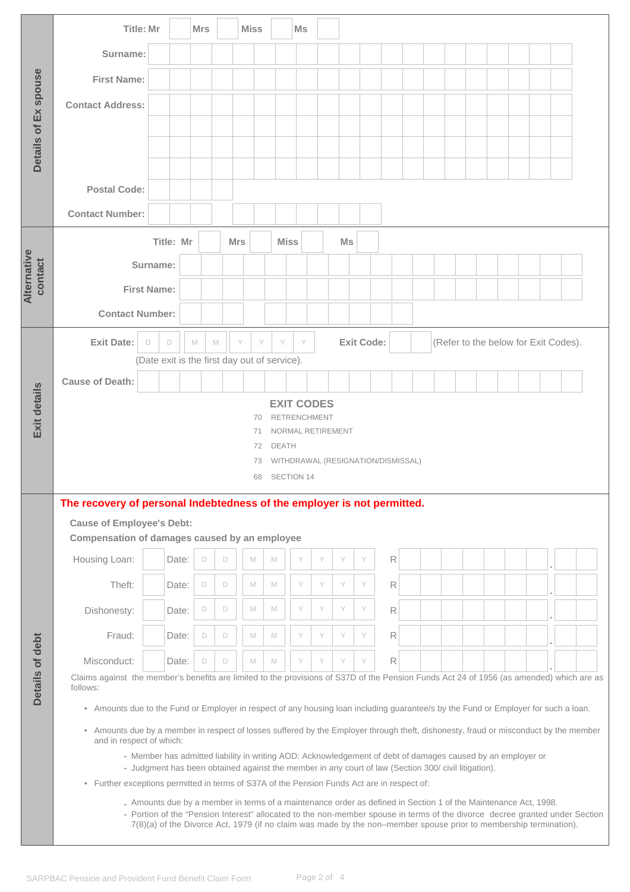## Details of Ex spouse

**Title:** Mr ☐ Mrs ☐ Miss ☐ Ms ☐

**Surname:**

**First Name:**

**Contact Address:**

**Postal Code:**

**Contact Number:**

## Alternative contact

**Title:** Mr ☐ Mrs ☐ Miss ☐ Ms ☐

**Surname:**

**First Name:**

**Contact Number:**

## Exit details

**Exit Date:** D D / M M / Y Y Y Y **Exit Code:** (Refer to the below for Exit Codes).

(Date exit is the first day out of service).

**Cause of Death:**

### EXIT CODES

| Code | Description |
|---|---|
| 70 | RETRENCHMENT |
| 71 | NORMAL RETIREMENT |
| 72 | DEATH |
| 73 | WITHDRAWAL (RESIGNATION/DISMISSAL) |
| 68 | SECTION 14 |

## Details of debt

**The recovery of personal Indebtedness of the employer is not permitted.**

**Cause of Employee's Debt:**

**Compensation of damages caused by an employee**

| Cause | | Date | Amount |
|---|---|---|---|
| Housing Loan: | ☐ | Date: D D M M Y Y Y Y | R . |
| Theft: | ☐ | Date: D D M M Y Y Y Y | R . |
| Dishonesty: | ☐ | Date: D D M M Y Y Y Y | R . |
| Fraud: | ☐ | Date: D D M M Y Y Y Y | R . |
| Misconduct: | ☐ | Date: D D M M Y Y Y Y | R . |

Claims against the member's benefits are limited to the provisions of S37D of the Pension Funds Act 24 of 1956 (as amended) which are as follows:

- Amounts due to the Fund or Employer in respect of any housing loan including guarantee/s by the Fund or Employer for such a loan.
- Amounts due by a member in respect of losses suffered by the Employer through theft, dishonesty, fraud or misconduct by the member and in respect of which:
  - Member has admitted liability in writing AOD: Acknowledgement of debt of damages caused by an employer or
  - Judgment has been obtained against the member in any court of law (Section 300/ civil litigation).
- Further exceptions permitted in terms of S37A of the Pension Funds Act are in respect of:
  - Amounts due by a member in terms of a maintenance order as defined in Section 1 of the Maintenance Act, 1998.
  - Portion of the "Pension Interest" allocated to the non-member spouse in terms of the divorce decree granted under Section 7(8)(a) of the Divorce Act, 1979 (if no claim was made by the non–member spouse prior to membership termination).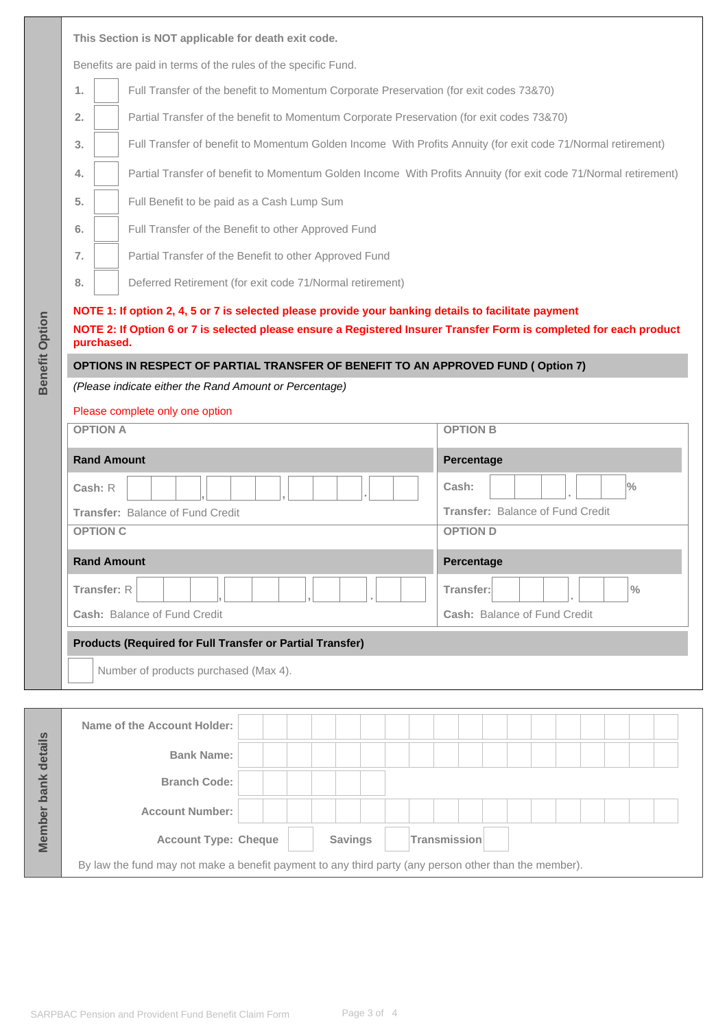## Benefit Option

**This Section is NOT applicable for death exit code.**

Benefits are paid in terms of the rules of the specific Fund.

1. ☐ Full Transfer of the benefit to Momentum Corporate Preservation (for exit codes 73&70)
2. ☐ Partial Transfer of the benefit to Momentum Corporate Preservation (for exit codes 73&70)
3. ☐ Full Transfer of benefit to Momentum Golden Income With Profits Annuity (for exit code 71/Normal retirement)
4. ☐ Partial Transfer of benefit to Momentum Golden Income With Profits Annuity (for exit code 71/Normal retirement)
5. ☐ Full Benefit to be paid as a Cash Lump Sum
6. ☐ Full Transfer of the Benefit to other Approved Fund
7. ☐ Partial Transfer of the Benefit to other Approved Fund
8. ☐ Deferred Retirement (for exit code 71/Normal retirement)

**NOTE 1: If option 2, 4, 5 or 7 is selected please provide your banking details to facilitate payment**

**NOTE 2: If Option 6 or 7 is selected please ensure a Registered Insurer Transfer Form is completed for each product purchased.**

### OPTIONS IN RESPECT OF PARTIAL TRANSFER OF BENEFIT TO AN APPROVED FUND ( Option 7)

*(Please indicate either the Rand Amount or Percentage)*

Please complete only one option

| OPTION A | OPTION B |
|---|---|
| **Rand Amount** | **Percentage** |
| **Cash:** R ___ , ___ , ___ . ___ | **Cash:** ___ . ___ % |
| **Transfer:** Balance of Fund Credit | **Transfer:** Balance of Fund Credit |
| **OPTION C** | **OPTION D** |
| **Rand Amount** | **Percentage** |
| **Transfer:** R ___ , ___ , ___ . ___ | **Transfer:** ___ . ___ % |
| **Cash:** Balance of Fund Credit | **Cash:** Balance of Fund Credit |

### Products (Required for Full Transfer or Partial Transfer)

☐ Number of products purchased (Max 4).

## Member bank details

| | |
|---|---|
| **Name of the Account Holder:** | |
| **Bank Name:** | |
| **Branch Code:** | |
| **Account Number:** | |
| **Account Type:** | **Cheque** ☐ **Savings** ☐ **Transmission** ☐ |

By law the fund may not make a benefit payment to any third party (any person other than the member).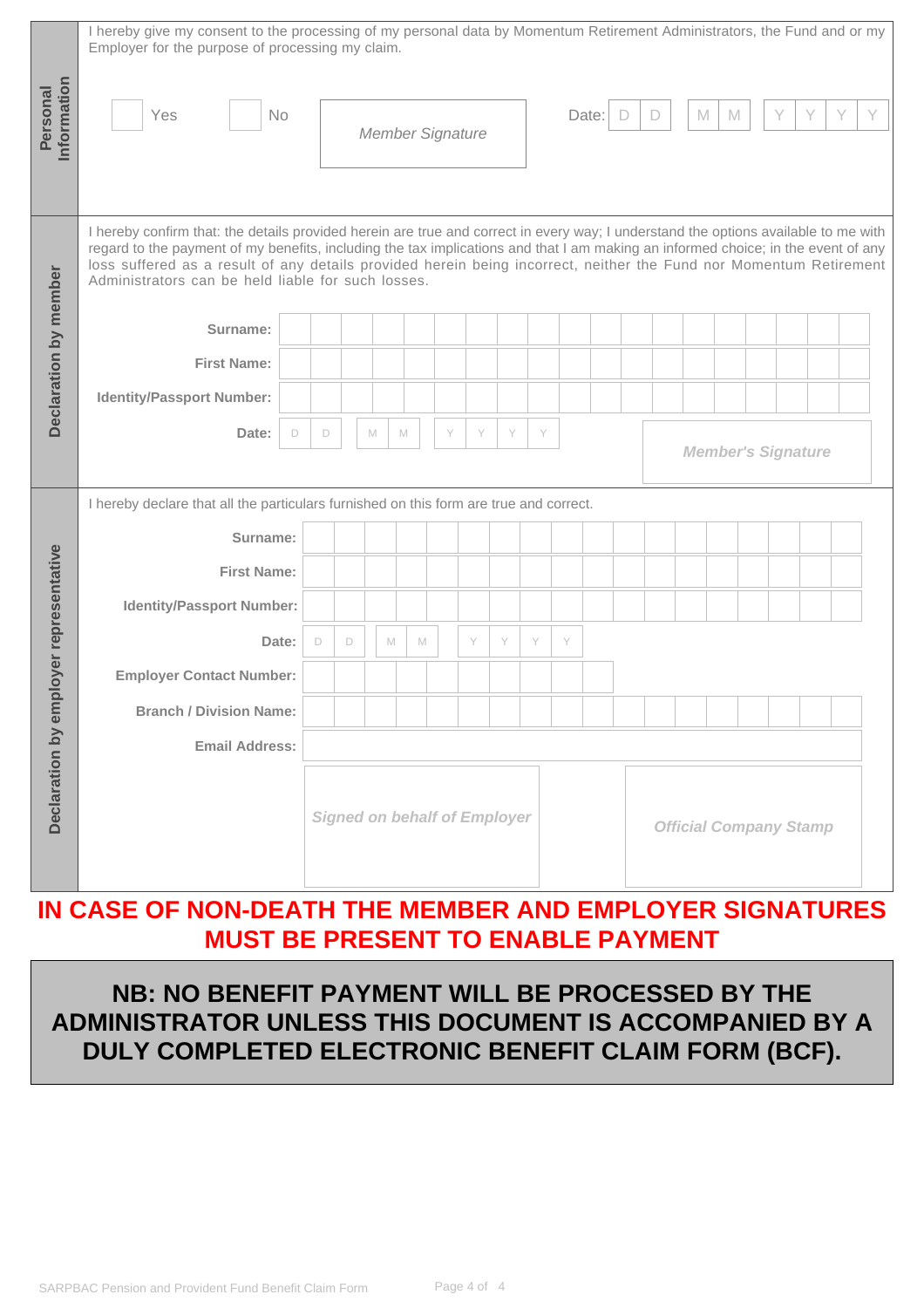## Personal Information

I hereby give my consent to the processing of my personal data by Momentum Retirement Administrators, the Fund and or my Employer for the purpose of processing my claim.

☐ Yes ☐ No

*Member Signature*

Date: D D M M Y Y Y Y

## Declaration by member

I hereby confirm that: the details provided herein are true and correct in every way; I understand the options available to me with regard to the payment of my benefits, including the tax implications and that I am making an informed choice; in the event of any loss suffered as a result of any details provided herein being incorrect, neither the Fund nor Momentum Retirement Administrators can be held liable for such losses.

**Surname:**

**First Name:**

**Identity/Passport Number:**

**Date:** D D M M Y Y Y Y

***Member's Signature***

## Declaration by employer representative

I hereby declare that all the particulars furnished on this form are true and correct.

**Surname:**

**First Name:**

**Identity/Passport Number:**

**Date:** D D M M Y Y Y Y

**Employer Contact Number:**

**Branch / Division Name:**

**Email Address:**

***Signed on behalf of Employer***

***Official Company Stamp***

**IN CASE OF NON-DEATH THE MEMBER AND EMPLOYER SIGNATURES MUST BE PRESENT TO ENABLE PAYMENT**

**NB: NO BENEFIT PAYMENT WILL BE PROCESSED BY THE ADMINISTRATOR UNLESS THIS DOCUMENT IS ACCOMPANIED BY A DULY COMPLETED ELECTRONIC BENEFIT CLAIM FORM (BCF).**